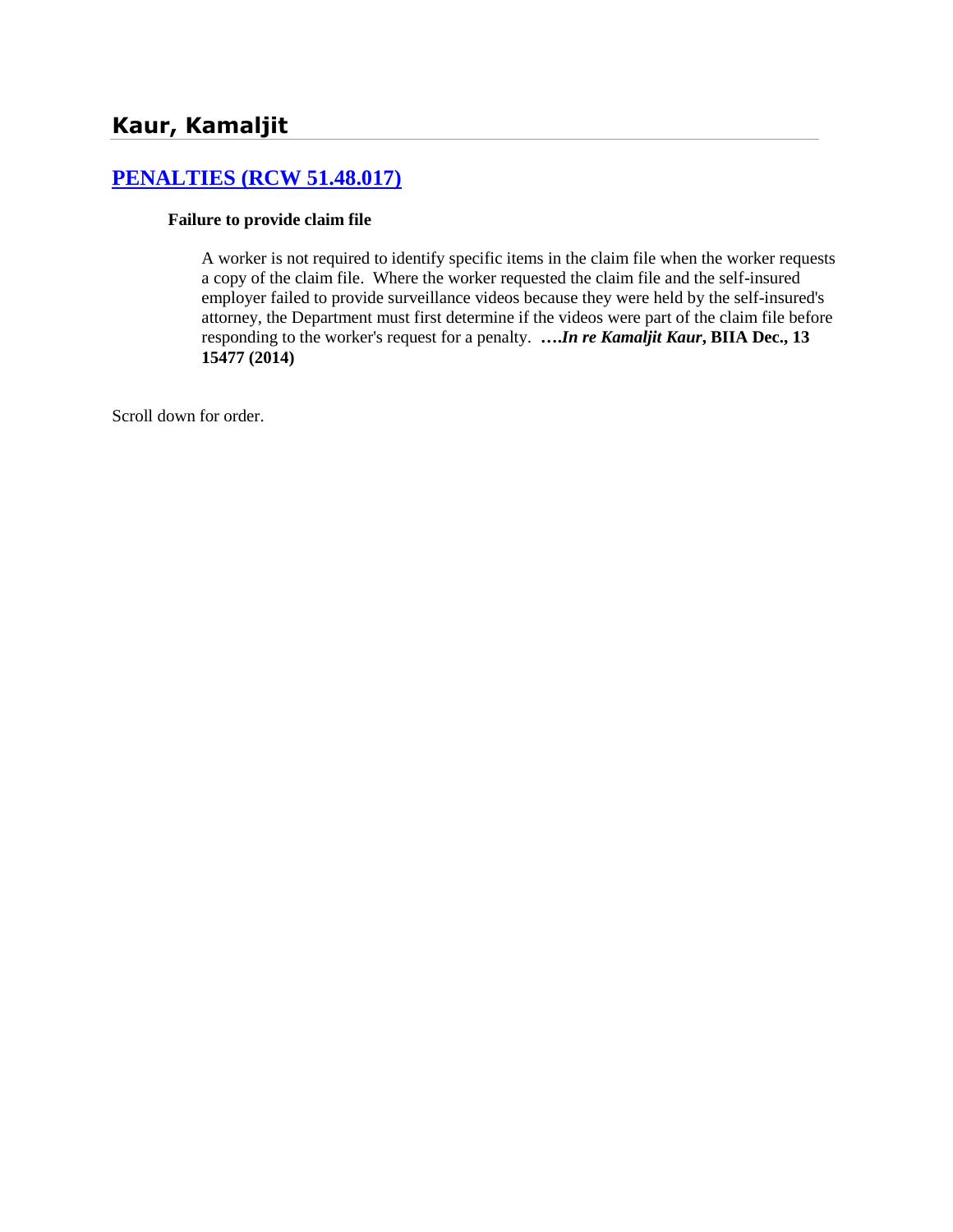## Kaur, Kamaljit

### [PENALTIES (RCW 51.48.017)]

**Failure to provide claim file**

A worker is not required to identify specific items in the claim file when the worker requests a copy of the claim file. Where the worker requested the claim file and the self-insured employer failed to provide surveillance videos because they were held by the self-insured's attorney, the Department must first determine if the videos were part of the claim file before responding to the worker's request for a penalty. ***….In re Kamaljit Kaur*, BIIA Dec., 13 15477 (2014)**

Scroll down for order.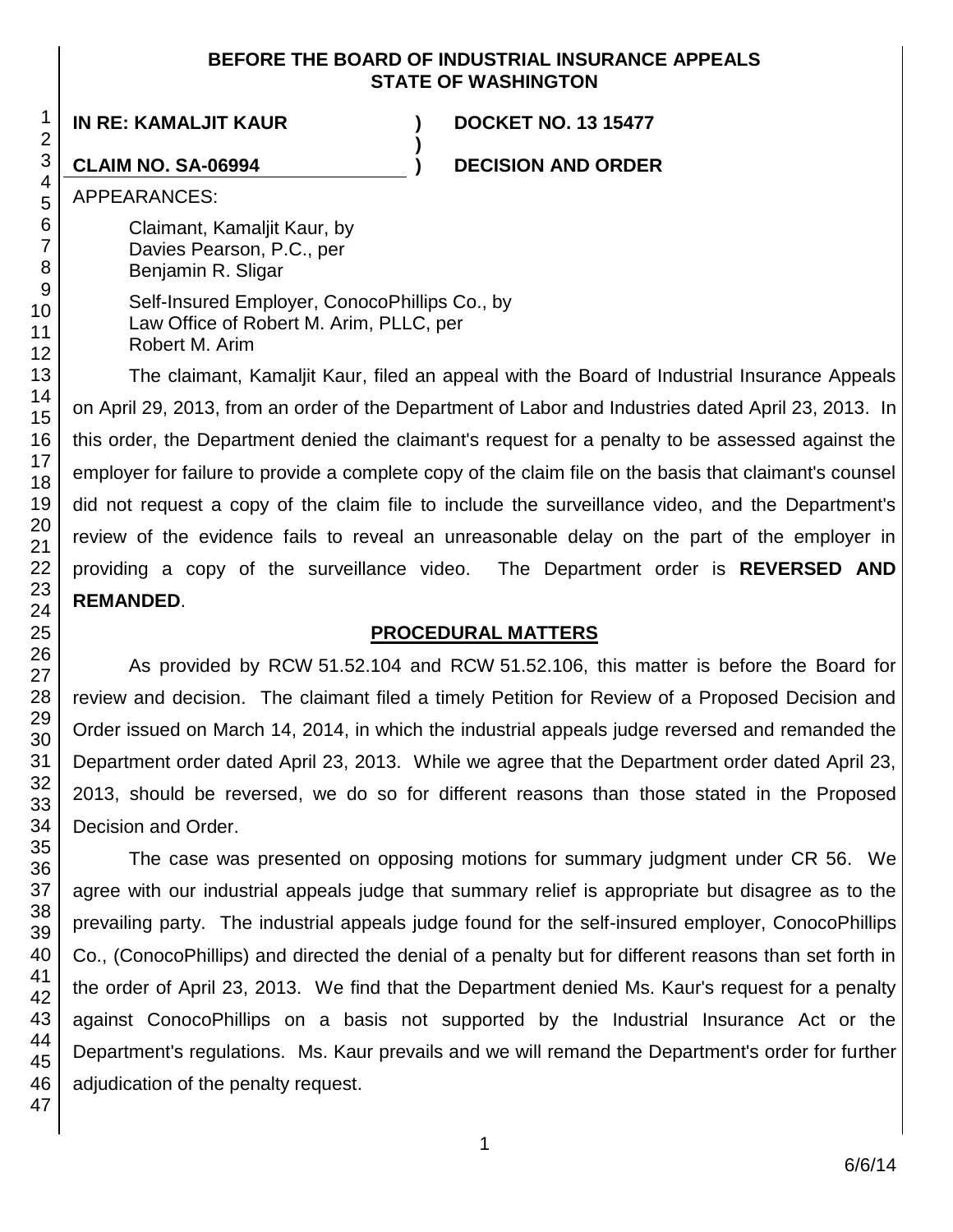**BEFORE THE BOARD OF INDUSTRIAL INSURANCE APPEALS**
**STATE OF WASHINGTON**

| | | |
|---|---|---|
| **IN RE: KAMALJIT KAUR** | **)** | **DOCKET NO. 13 15477** |
| | **)** | |
| **CLAIM NO. SA-06994** | **)** | **DECISION AND ORDER** |

APPEARANCES:

Claimant, Kamaljit Kaur, by
Davies Pearson, P.C., per
Benjamin R. Sligar

Self-Insured Employer, ConocoPhillips Co., by
Law Office of Robert M. Arim, PLLC, per
Robert M. Arim

The claimant, Kamaljit Kaur, filed an appeal with the Board of Industrial Insurance Appeals on April 29, 2013, from an order of the Department of Labor and Industries dated April 23, 2013. In this order, the Department denied the claimant's request for a penalty to be assessed against the employer for failure to provide a complete copy of the claim file on the basis that claimant's counsel did not request a copy of the claim file to include the surveillance video, and the Department's review of the evidence fails to reveal an unreasonable delay on the part of the employer in providing a copy of the surveillance video. The Department order is **REVERSED AND REMANDED**.

## PROCEDURAL MATTERS

As provided by RCW 51.52.104 and RCW 51.52.106, this matter is before the Board for review and decision. The claimant filed a timely Petition for Review of a Proposed Decision and Order issued on March 14, 2014, in which the industrial appeals judge reversed and remanded the Department order dated April 23, 2013. While we agree that the Department order dated April 23, 2013, should be reversed, we do so for different reasons than those stated in the Proposed Decision and Order.

The case was presented on opposing motions for summary judgment under CR 56. We agree with our industrial appeals judge that summary relief is appropriate but disagree as to the prevailing party. The industrial appeals judge found for the self-insured employer, ConocoPhillips Co., (ConocoPhillips) and directed the denial of a penalty but for different reasons than set forth in the order of April 23, 2013. We find that the Department denied Ms. Kaur's request for a penalty against ConocoPhillips on a basis not supported by the Industrial Insurance Act or the Department's regulations. Ms. Kaur prevails and we will remand the Department's order for further adjudication of the penalty request.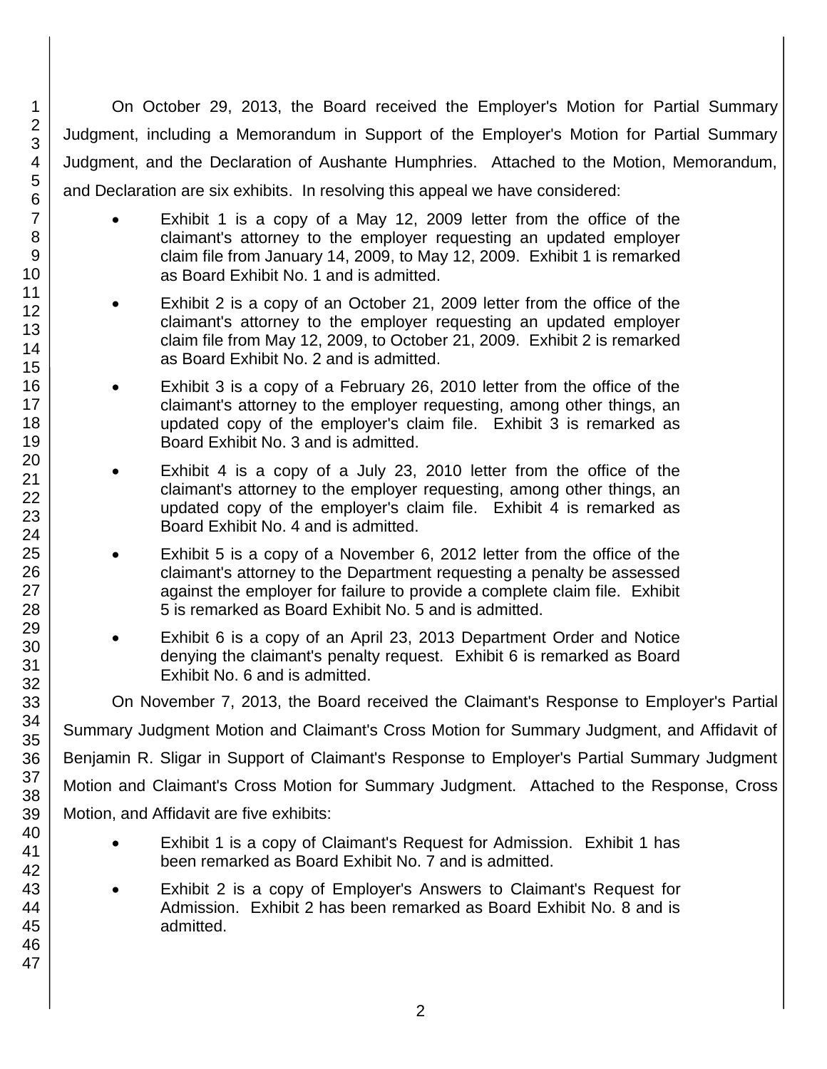On October 29, 2013, the Board received the Employer's Motion for Partial Summary Judgment, including a Memorandum in Support of the Employer's Motion for Partial Summary Judgment, and the Declaration of Aushante Humphries. Attached to the Motion, Memorandum, and Declaration are six exhibits. In resolving this appeal we have considered:

- Exhibit 1 is a copy of a May 12, 2009 letter from the office of the claimant's attorney to the employer requesting an updated employer claim file from January 14, 2009, to May 12, 2009. Exhibit 1 is remarked as Board Exhibit No. 1 and is admitted.
- Exhibit 2 is a copy of an October 21, 2009 letter from the office of the claimant's attorney to the employer requesting an updated employer claim file from May 12, 2009, to October 21, 2009. Exhibit 2 is remarked as Board Exhibit No. 2 and is admitted.
- Exhibit 3 is a copy of a February 26, 2010 letter from the office of the claimant's attorney to the employer requesting, among other things, an updated copy of the employer's claim file. Exhibit 3 is remarked as Board Exhibit No. 3 and is admitted.
- Exhibit 4 is a copy of a July 23, 2010 letter from the office of the claimant's attorney to the employer requesting, among other things, an updated copy of the employer's claim file. Exhibit 4 is remarked as Board Exhibit No. 4 and is admitted.
- Exhibit 5 is a copy of a November 6, 2012 letter from the office of the claimant's attorney to the Department requesting a penalty be assessed against the employer for failure to provide a complete claim file. Exhibit 5 is remarked as Board Exhibit No. 5 and is admitted.
- Exhibit 6 is a copy of an April 23, 2013 Department Order and Notice denying the claimant's penalty request. Exhibit 6 is remarked as Board Exhibit No. 6 and is admitted.

On November 7, 2013, the Board received the Claimant's Response to Employer's Partial Summary Judgment Motion and Claimant's Cross Motion for Summary Judgment, and Affidavit of Benjamin R. Sligar in Support of Claimant's Response to Employer's Partial Summary Judgment Motion and Claimant's Cross Motion for Summary Judgment. Attached to the Response, Cross Motion, and Affidavit are five exhibits:

- Exhibit 1 is a copy of Claimant's Request for Admission. Exhibit 1 has been remarked as Board Exhibit No. 7 and is admitted.
- Exhibit 2 is a copy of Employer's Answers to Claimant's Request for Admission. Exhibit 2 has been remarked as Board Exhibit No. 8 and is admitted.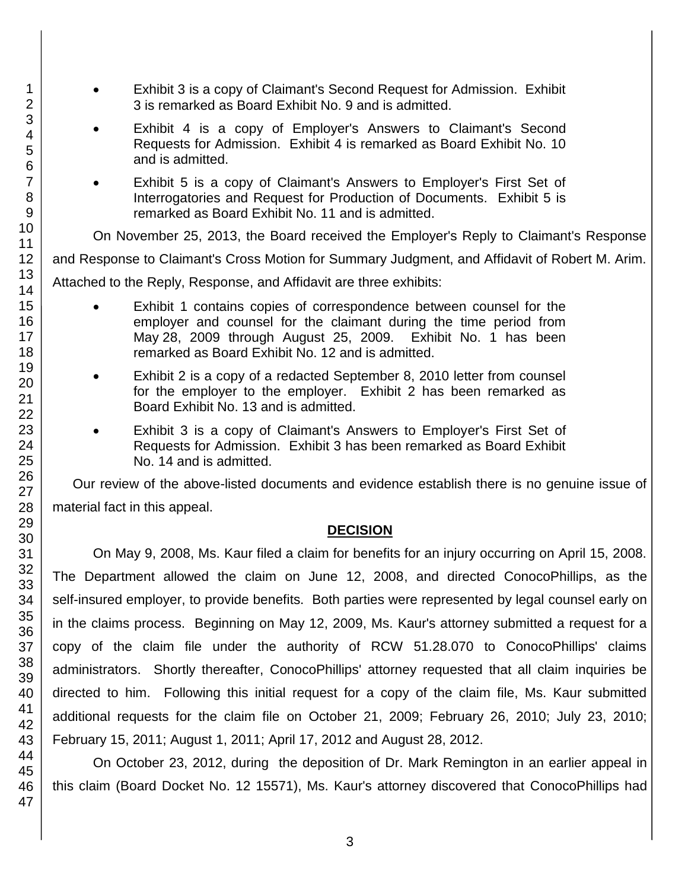- Exhibit 3 is a copy of Claimant's Second Request for Admission. Exhibit 3 is remarked as Board Exhibit No. 9 and is admitted.
- Exhibit 4 is a copy of Employer's Answers to Claimant's Second Requests for Admission. Exhibit 4 is remarked as Board Exhibit No. 10 and is admitted.
- Exhibit 5 is a copy of Claimant's Answers to Employer's First Set of Interrogatories and Request for Production of Documents. Exhibit 5 is remarked as Board Exhibit No. 11 and is admitted.

On November 25, 2013, the Board received the Employer's Reply to Claimant's Response and Response to Claimant's Cross Motion for Summary Judgment, and Affidavit of Robert M. Arim. Attached to the Reply, Response, and Affidavit are three exhibits:

- Exhibit 1 contains copies of correspondence between counsel for the employer and counsel for the claimant during the time period from May 28, 2009 through August 25, 2009. Exhibit No. 1 has been remarked as Board Exhibit No. 12 and is admitted.
- Exhibit 2 is a copy of a redacted September 8, 2010 letter from counsel for the employer to the employer. Exhibit 2 has been remarked as Board Exhibit No. 13 and is admitted.
- Exhibit 3 is a copy of Claimant's Answers to Employer's First Set of Requests for Admission. Exhibit 3 has been remarked as Board Exhibit No. 14 and is admitted.

Our review of the above-listed documents and evidence establish there is no genuine issue of material fact in this appeal.

## DECISION

On May 9, 2008, Ms. Kaur filed a claim for benefits for an injury occurring on April 15, 2008. The Department allowed the claim on June 12, 2008, and directed ConocoPhillips, as the self-insured employer, to provide benefits. Both parties were represented by legal counsel early on in the claims process. Beginning on May 12, 2009, Ms. Kaur's attorney submitted a request for a copy of the claim file under the authority of RCW 51.28.070 to ConocoPhillips' claims administrators. Shortly thereafter, ConocoPhillips' attorney requested that all claim inquiries be directed to him. Following this initial request for a copy of the claim file, Ms. Kaur submitted additional requests for the claim file on October 21, 2009; February 26, 2010; July 23, 2010; February 15, 2011; August 1, 2011; April 17, 2012 and August 28, 2012.

On October 23, 2012, during the deposition of Dr. Mark Remington in an earlier appeal in this claim (Board Docket No. 12 15571), Ms. Kaur's attorney discovered that ConocoPhillips had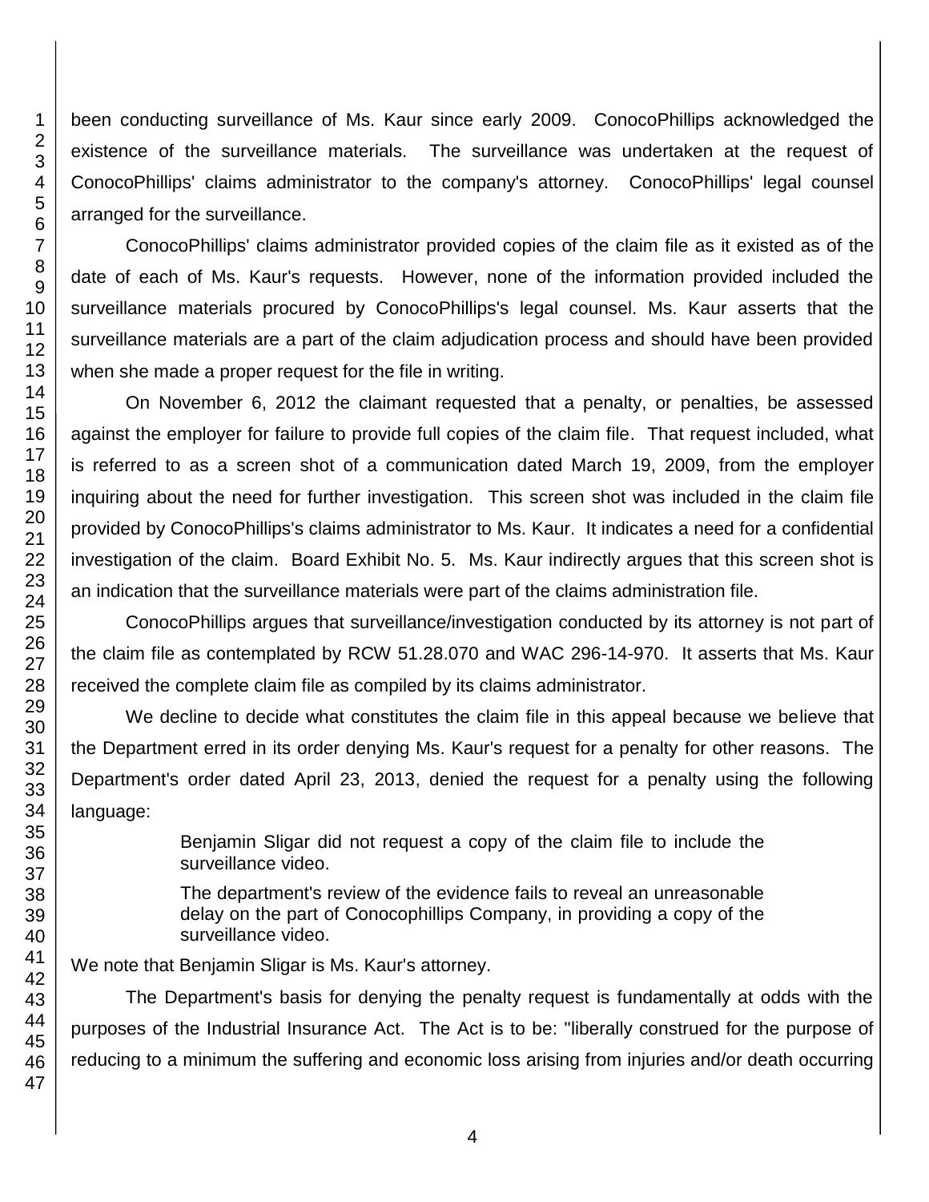been conducting surveillance of Ms. Kaur since early 2009. ConocoPhillips acknowledged the existence of the surveillance materials. The surveillance was undertaken at the request of ConocoPhillips' claims administrator to the company's attorney. ConocoPhillips' legal counsel arranged for the surveillance.

ConocoPhillips' claims administrator provided copies of the claim file as it existed as of the date of each of Ms. Kaur's requests. However, none of the information provided included the surveillance materials procured by ConocoPhillips's legal counsel. Ms. Kaur asserts that the surveillance materials are a part of the claim adjudication process and should have been provided when she made a proper request for the file in writing.

On November 6, 2012 the claimant requested that a penalty, or penalties, be assessed against the employer for failure to provide full copies of the claim file. That request included, what is referred to as a screen shot of a communication dated March 19, 2009, from the employer inquiring about the need for further investigation. This screen shot was included in the claim file provided by ConocoPhillips's claims administrator to Ms. Kaur. It indicates a need for a confidential investigation of the claim. Board Exhibit No. 5. Ms. Kaur indirectly argues that this screen shot is an indication that the surveillance materials were part of the claims administration file.

ConocoPhillips argues that surveillance/investigation conducted by its attorney is not part of the claim file as contemplated by RCW 51.28.070 and WAC 296-14-970. It asserts that Ms. Kaur received the complete claim file as compiled by its claims administrator.

We decline to decide what constitutes the claim file in this appeal because we believe that the Department erred in its order denying Ms. Kaur's request for a penalty for other reasons. The Department's order dated April 23, 2013, denied the request for a penalty using the following language:

> Benjamin Sligar did not request a copy of the claim file to include the surveillance video.
>
> The department's review of the evidence fails to reveal an unreasonable delay on the part of Conocophillips Company, in providing a copy of the surveillance video.

We note that Benjamin Sligar is Ms. Kaur's attorney.

The Department's basis for denying the penalty request is fundamentally at odds with the purposes of the Industrial Insurance Act. The Act is to be: "liberally construed for the purpose of reducing to a minimum the suffering and economic loss arising from injuries and/or death occurring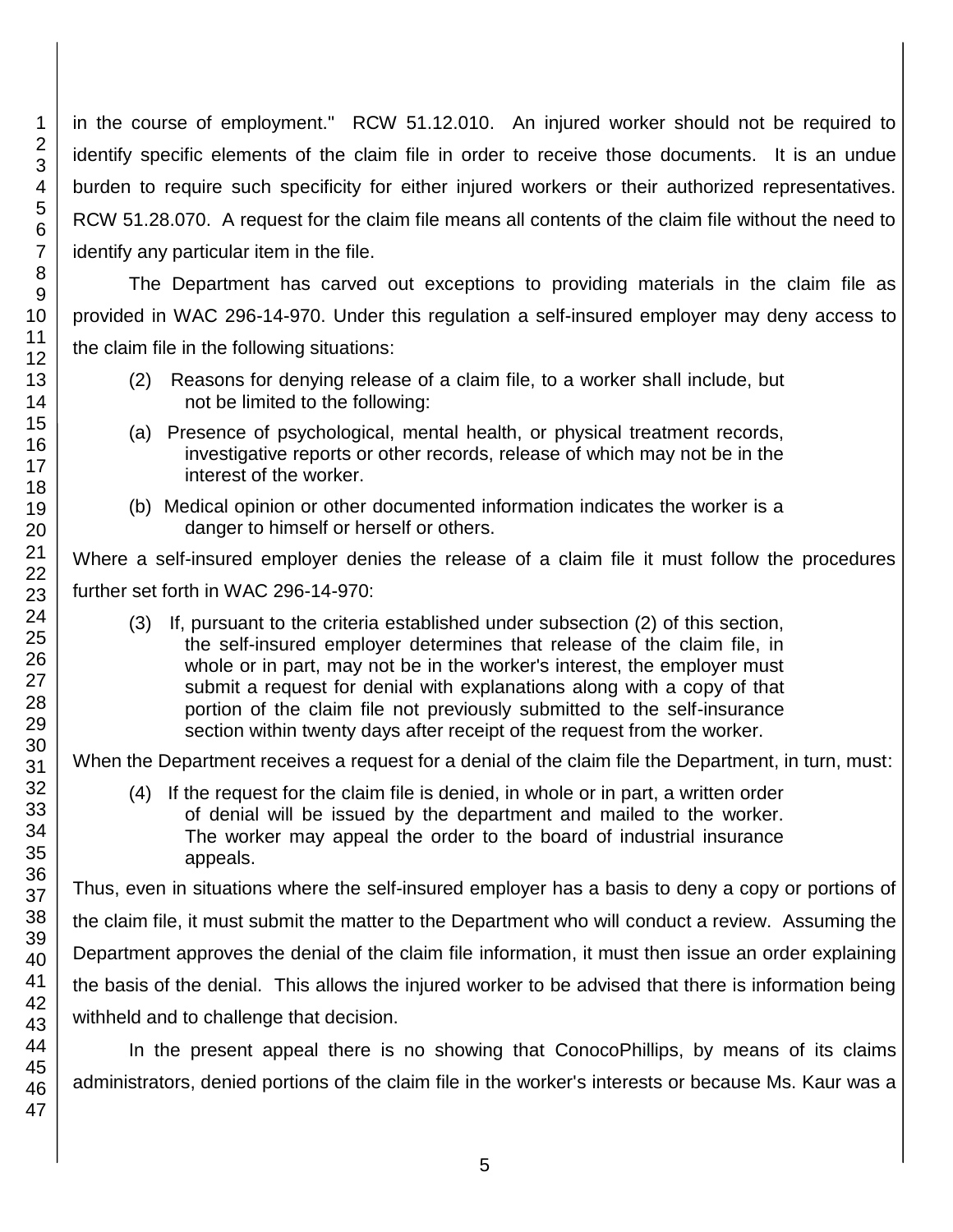in the course of employment." RCW 51.12.010. An injured worker should not be required to identify specific elements of the claim file in order to receive those documents. It is an undue burden to require such specificity for either injured workers or their authorized representatives. RCW 51.28.070. A request for the claim file means all contents of the claim file without the need to identify any particular item in the file.

The Department has carved out exceptions to providing materials in the claim file as provided in WAC 296-14-970. Under this regulation a self-insured employer may deny access to the claim file in the following situations:

> (2) Reasons for denying release of a claim file, to a worker shall include, but not be limited to the following:
>
> (a) Presence of psychological, mental health, or physical treatment records, investigative reports or other records, release of which may not be in the interest of the worker.
>
> (b) Medical opinion or other documented information indicates the worker is a danger to himself or herself or others.

Where a self-insured employer denies the release of a claim file it must follow the procedures further set forth in WAC 296-14-970:

> (3) If, pursuant to the criteria established under subsection (2) of this section, the self-insured employer determines that release of the claim file, in whole or in part, may not be in the worker's interest, the employer must submit a request for denial with explanations along with a copy of that portion of the claim file not previously submitted to the self-insurance section within twenty days after receipt of the request from the worker.

When the Department receives a request for a denial of the claim file the Department, in turn, must:

> (4) If the request for the claim file is denied, in whole or in part, a written order of denial will be issued by the department and mailed to the worker. The worker may appeal the order to the board of industrial insurance appeals.

Thus, even in situations where the self-insured employer has a basis to deny a copy or portions of the claim file, it must submit the matter to the Department who will conduct a review. Assuming the Department approves the denial of the claim file information, it must then issue an order explaining the basis of the denial. This allows the injured worker to be advised that there is information being withheld and to challenge that decision.

In the present appeal there is no showing that ConocoPhillips, by means of its claims administrators, denied portions of the claim file in the worker's interests or because Ms. Kaur was a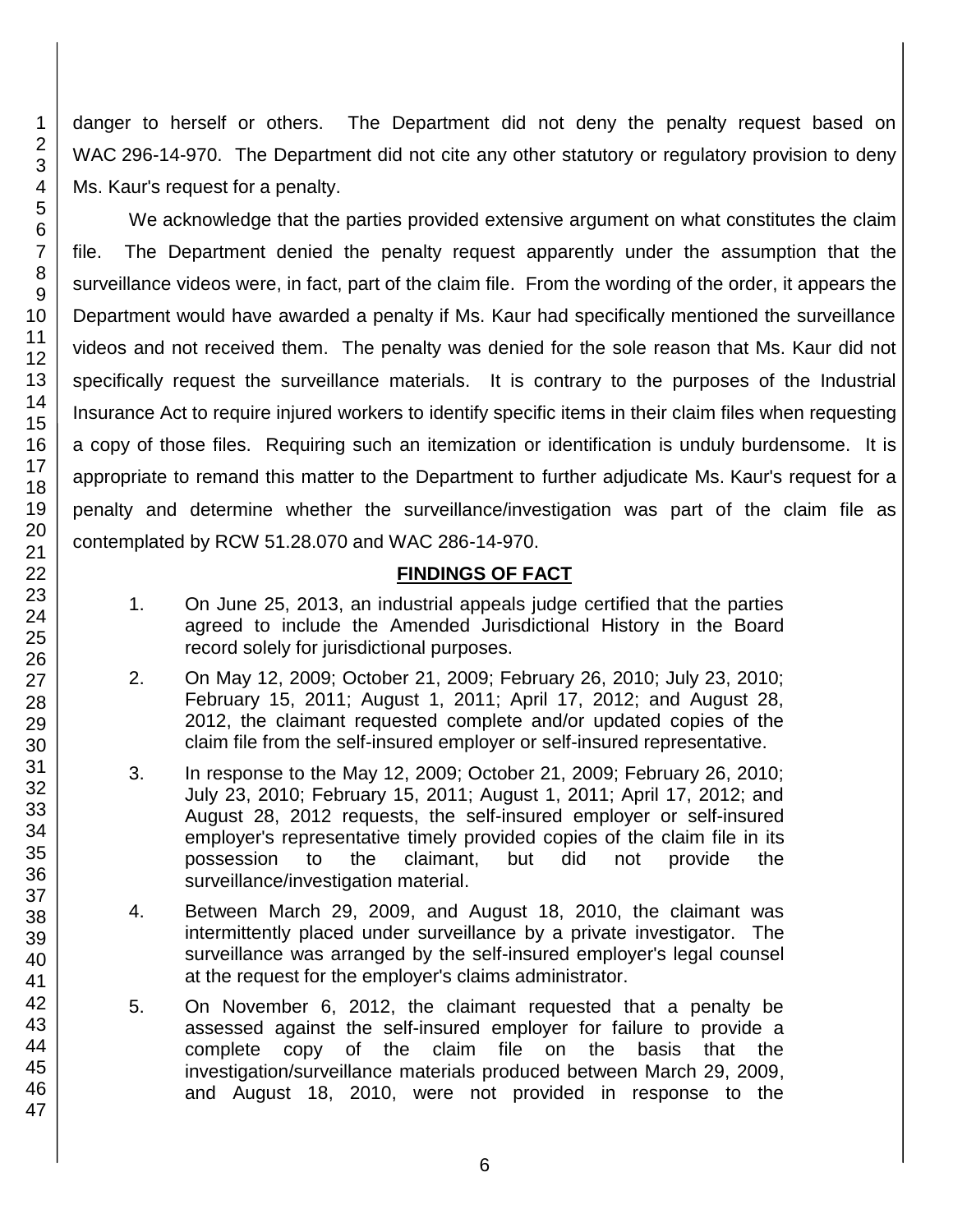danger to herself or others. The Department did not deny the penalty request based on WAC 296-14-970. The Department did not cite any other statutory or regulatory provision to deny Ms. Kaur's request for a penalty.

We acknowledge that the parties provided extensive argument on what constitutes the claim file. The Department denied the penalty request apparently under the assumption that the surveillance videos were, in fact, part of the claim file. From the wording of the order, it appears the Department would have awarded a penalty if Ms. Kaur had specifically mentioned the surveillance videos and not received them. The penalty was denied for the sole reason that Ms. Kaur did not specifically request the surveillance materials. It is contrary to the purposes of the Industrial Insurance Act to require injured workers to identify specific items in their claim files when requesting a copy of those files. Requiring such an itemization or identification is unduly burdensome. It is appropriate to remand this matter to the Department to further adjudicate Ms. Kaur's request for a penalty and determine whether the surveillance/investigation was part of the claim file as contemplated by RCW 51.28.070 and WAC 286-14-970.

## FINDINGS OF FACT

1. On June 25, 2013, an industrial appeals judge certified that the parties agreed to include the Amended Jurisdictional History in the Board record solely for jurisdictional purposes.

2. On May 12, 2009; October 21, 2009; February 26, 2010; July 23, 2010; February 15, 2011; August 1, 2011; April 17, 2012; and August 28, 2012, the claimant requested complete and/or updated copies of the claim file from the self-insured employer or self-insured representative.

3. In response to the May 12, 2009; October 21, 2009; February 26, 2010; July 23, 2010; February 15, 2011; August 1, 2011; April 17, 2012; and August 28, 2012 requests, the self-insured employer or self-insured employer's representative timely provided copies of the claim file in its possession to the claimant, but did not provide the surveillance/investigation material.

4. Between March 29, 2009, and August 18, 2010, the claimant was intermittently placed under surveillance by a private investigator. The surveillance was arranged by the self-insured employer's legal counsel at the request for the employer's claims administrator.

5. On November 6, 2012, the claimant requested that a penalty be assessed against the self-insured employer for failure to provide a complete copy of the claim file on the basis that the investigation/surveillance materials produced between March 29, 2009, and August 18, 2010, were not provided in response to the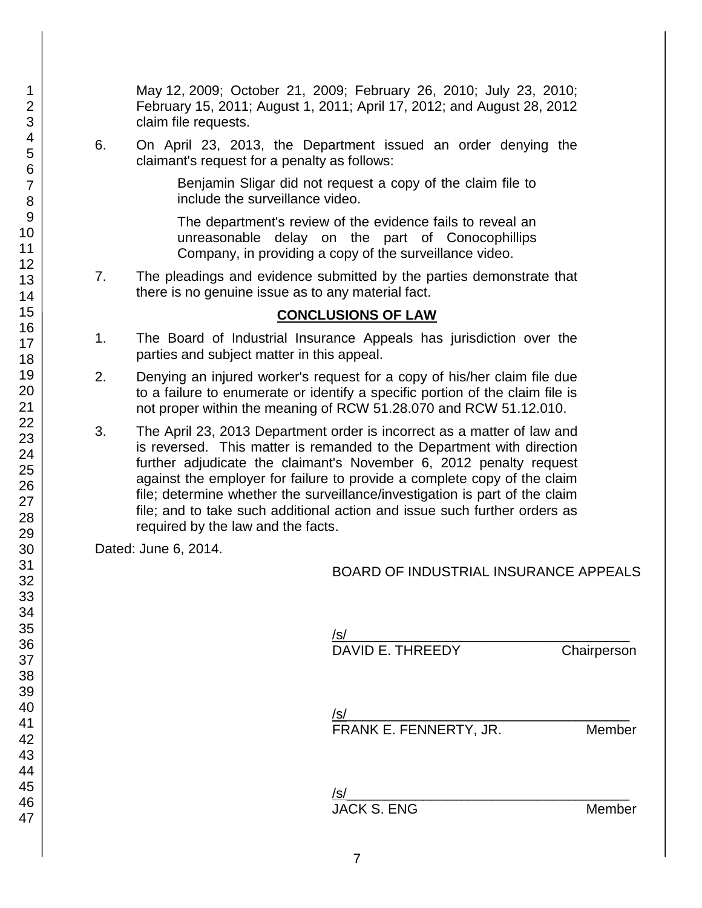May 12, 2009; October 21, 2009; February 26, 2010; July 23, 2010; February 15, 2011; August 1, 2011; April 17, 2012; and August 28, 2012 claim file requests.

6. On April 23, 2013, the Department issued an order denying the claimant's request for a penalty as follows:

   > Benjamin Sligar did not request a copy of the claim file to include the surveillance video.
   >
   > The department's review of the evidence fails to reveal an unreasonable delay on the part of Conocophillips Company, in providing a copy of the surveillance video.

7. The pleadings and evidence submitted by the parties demonstrate that there is no genuine issue as to any material fact.

## CONCLUSIONS OF LAW

1. The Board of Industrial Insurance Appeals has jurisdiction over the parties and subject matter in this appeal.

2. Denying an injured worker's request for a copy of his/her claim file due to a failure to enumerate or identify a specific portion of the claim file is not proper within the meaning of RCW 51.28.070 and RCW 51.12.010.

3. The April 23, 2013 Department order is incorrect as a matter of law and is reversed. This matter is remanded to the Department with direction further adjudicate the claimant's November 6, 2012 penalty request against the employer for failure to provide a complete copy of the claim file; determine whether the surveillance/investigation is part of the claim file; and to take such additional action and issue such further orders as required by the law and the facts.

Dated: June 6, 2014.

BOARD OF INDUSTRIAL INSURANCE APPEALS

/s/
DAVID E. THREEDY Chairperson

/s/
FRANK E. FENNERTY, JR. Member

/s/
JACK S. ENG Member